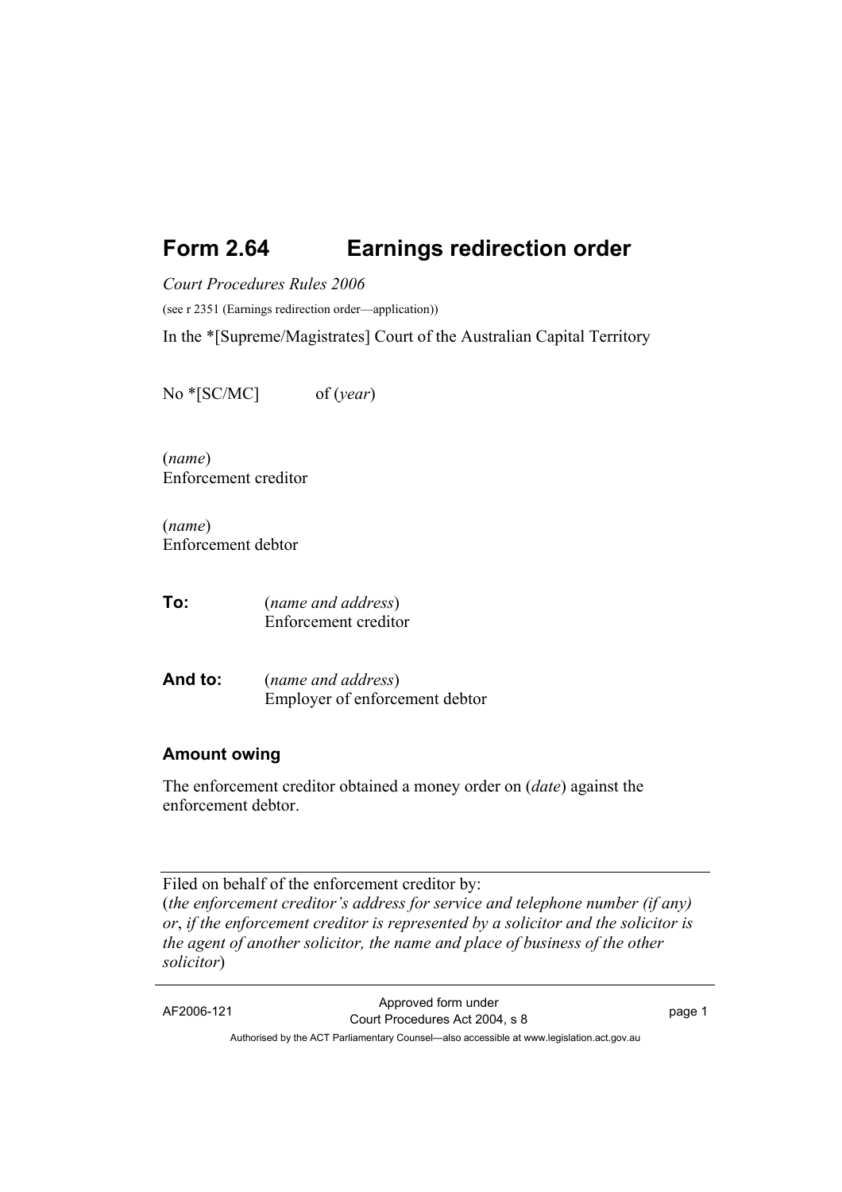# Form 2.64 Earnings redirection order

*Court Procedures Rules 2006*

(see r 2351 (Earnings redirection order—application))

In the *[Supreme/Magistrates] Court of the Australian Capital Territory

No *[SC/MC] of (*year*)

(*name*)
Enforcement creditor

(*name*)
Enforcement debtor

**To:** (*name and address*)
Enforcement creditor

**And to:** (*name and address*)
Employer of enforcement debtor

### Amount owing

The enforcement creditor obtained a money order on (*date*) against the enforcement debtor.

---

Filed on behalf of the enforcement creditor by:
(*the enforcement creditor's address for service and telephone number (if any) or*, *if the enforcement creditor is represented by a solicitor and the solicitor is the agent of another solicitor, the name and place of business of the other solicitor*)

---

AF2006-121 Approved form under Court Procedures Act 2004, s 8

Authorised by the ACT Parliamentary Counsel—also accessible at www.legislation.act.gov.au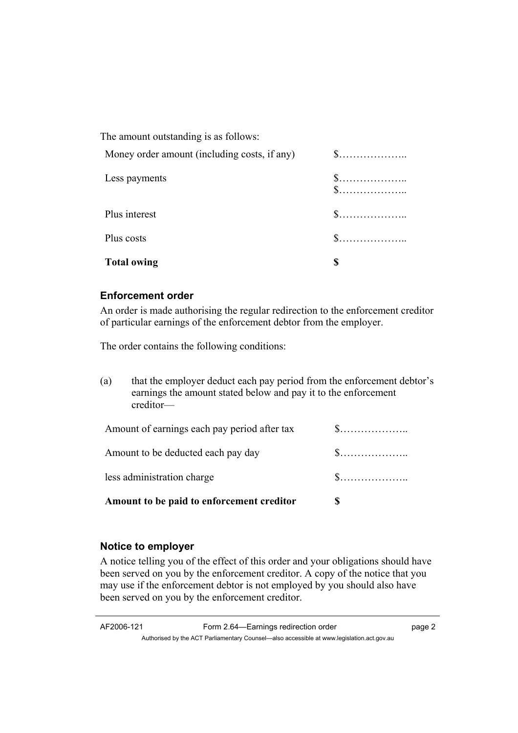The amount outstanding is as follows:

| | |
|---|---|
| Money order amount (including costs, if any) | $……………….. |
| Less payments | $……………….. $……………….. |
| Plus interest | $……………….. |
| Plus costs | $……………….. |
| **Total owing** | **$** |

### Enforcement order

An order is made authorising the regular redirection to the enforcement creditor of particular earnings of the enforcement debtor from the employer.

The order contains the following conditions:

(a) that the employer deduct each pay period from the enforcement debtor's earnings the amount stated below and pay it to the enforcement creditor—

| | |
|---|---|
| Amount of earnings each pay period after tax | $……………….. |
| Amount to be deducted each pay day | $……………….. |
| less administration charge | $……………….. |
| **Amount to be paid to enforcement creditor** | **$** |

### Notice to employer

A notice telling you of the effect of this order and your obligations should have been served on you by the enforcement creditor. A copy of the notice that you may use if the enforcement debtor is not employed by you should also have been served on you by the enforcement creditor.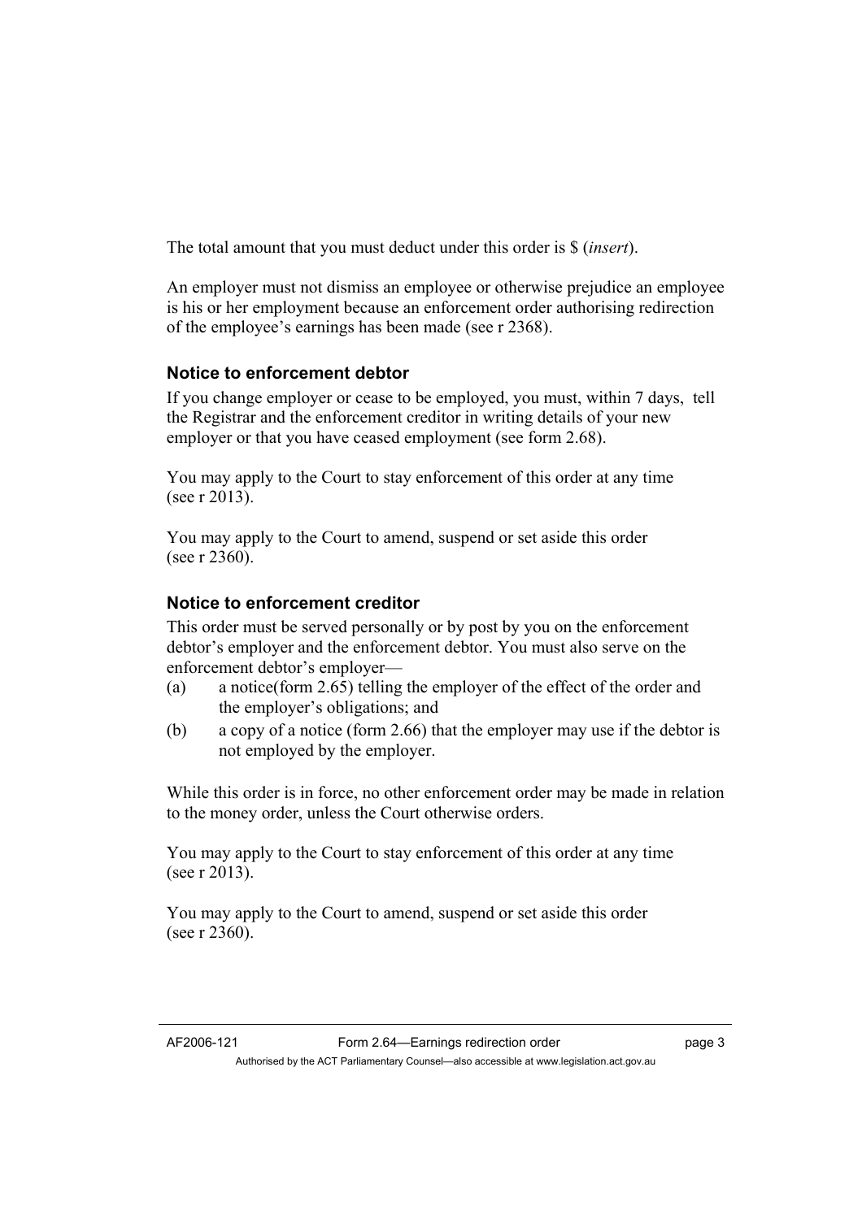The total amount that you must deduct under this order is $ (*insert*).

An employer must not dismiss an employee or otherwise prejudice an employee is his or her employment because an enforcement order authorising redirection of the employee's earnings has been made (see r 2368).

### Notice to enforcement debtor

If you change employer or cease to be employed, you must, within 7 days, tell the Registrar and the enforcement creditor in writing details of your new employer or that you have ceased employment (see form 2.68).

You may apply to the Court to stay enforcement of this order at any time (see r 2013).

You may apply to the Court to amend, suspend or set aside this order (see r 2360).

### Notice to enforcement creditor

This order must be served personally or by post by you on the enforcement debtor's employer and the enforcement debtor. You must also serve on the enforcement debtor's employer—

(a) a notice(form 2.65) telling the employer of the effect of the order and the employer's obligations; and

(b) a copy of a notice (form 2.66) that the employer may use if the debtor is not employed by the employer.

While this order is in force, no other enforcement order may be made in relation to the money order, unless the Court otherwise orders.

You may apply to the Court to stay enforcement of this order at any time (see r 2013).

You may apply to the Court to amend, suspend or set aside this order (see r 2360).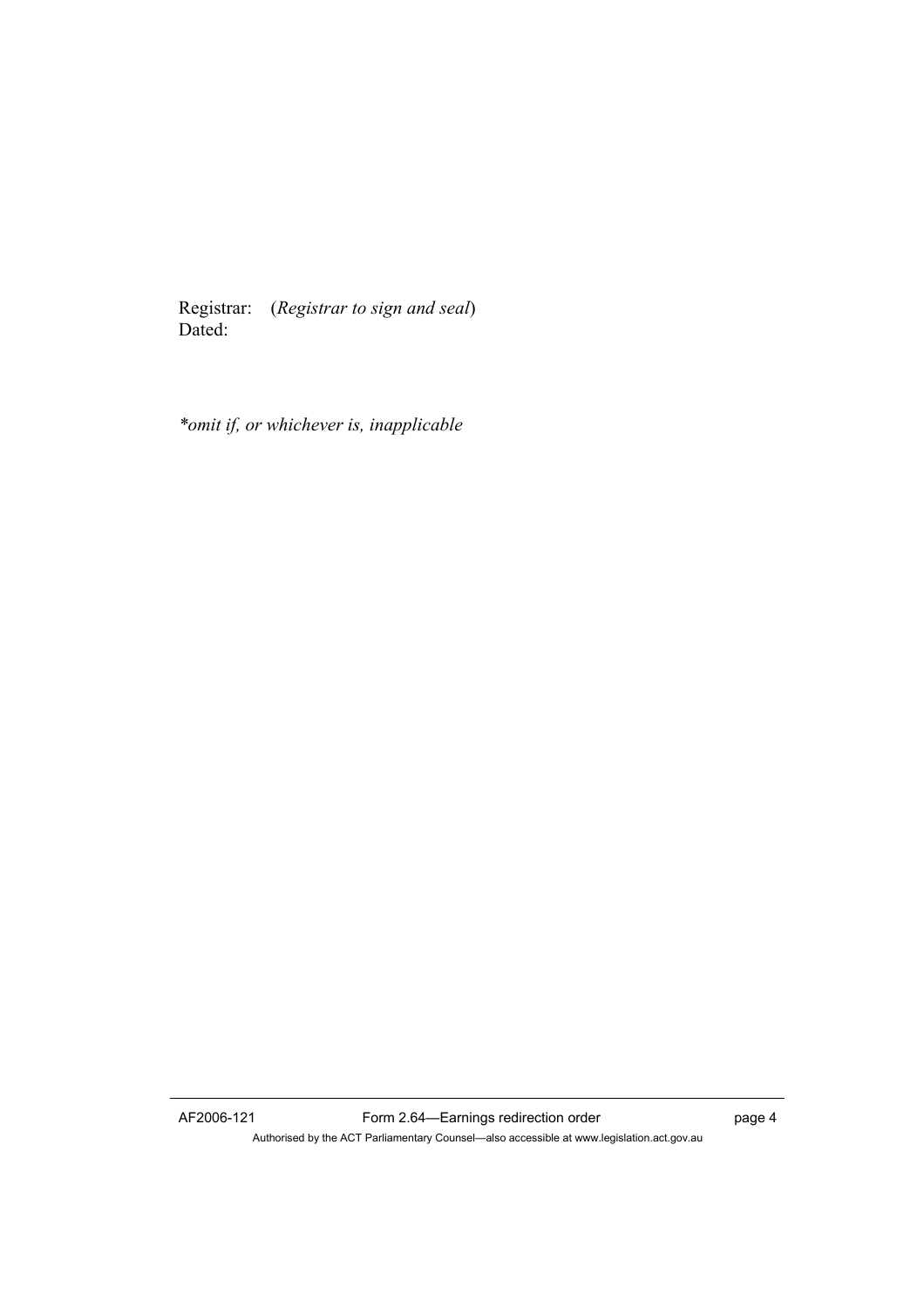Registrar: (*Registrar to sign and seal*)
Dated:

**omit if, or whichever is, inapplicable*